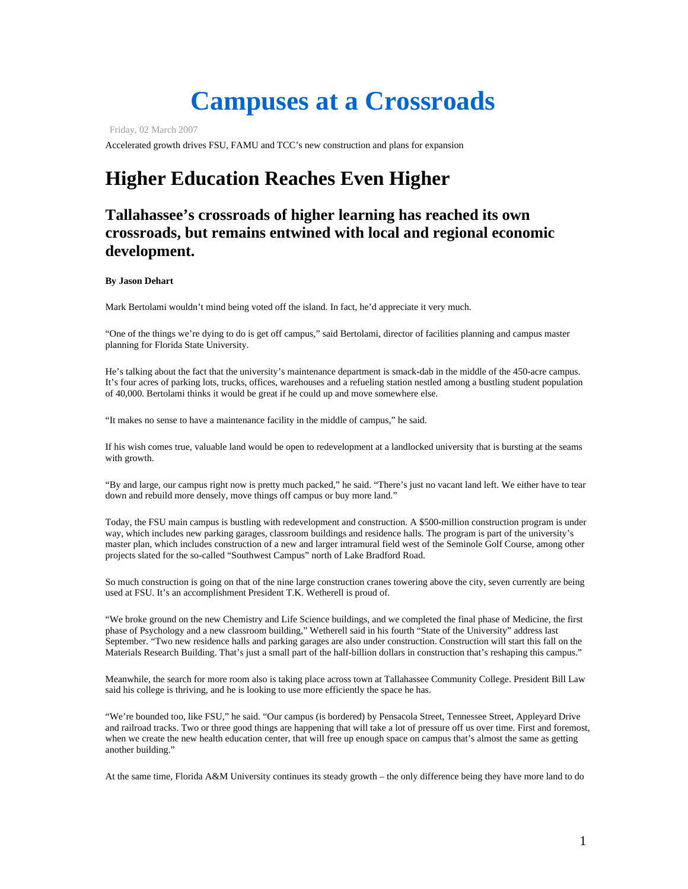# Campuses at a Crossroads

Friday, 02 March 2007

Accelerated growth drives FSU, FAMU and TCC's new construction and plans for expansion

## Higher Education Reaches Even Higher

### Tallahassee's crossroads of higher learning has reached its own crossroads, but remains entwined with local and regional economic development.

**By Jason Dehart**

Mark Bertolami wouldn't mind being voted off the island. In fact, he'd appreciate it very much.

"One of the things we're dying to do is get off campus," said Bertolami, director of facilities planning and campus master planning for Florida State University.

He's talking about the fact that the university's maintenance department is smack-dab in the middle of the 450-acre campus. It's four acres of parking lots, trucks, offices, warehouses and a refueling station nestled among a bustling student population of 40,000. Bertolami thinks it would be great if he could up and move somewhere else.

"It makes no sense to have a maintenance facility in the middle of campus," he said.

If his wish comes true, valuable land would be open to redevelopment at a landlocked university that is bursting at the seams with growth.

"By and large, our campus right now is pretty much packed," he said. "There's just no vacant land left. We either have to tear down and rebuild more densely, move things off campus or buy more land."

Today, the FSU main campus is bustling with redevelopment and construction. A $500-million construction program is under way, which includes new parking garages, classroom buildings and residence halls. The program is part of the university's master plan, which includes construction of a new and larger intramural field west of the Seminole Golf Course, among other projects slated for the so-called "Southwest Campus" north of Lake Bradford Road.

So much construction is going on that of the nine large construction cranes towering above the city, seven currently are being used at FSU. It's an accomplishment President T.K. Wetherell is proud of.

"We broke ground on the new Chemistry and Life Science buildings, and we completed the final phase of Medicine, the first phase of Psychology and a new classroom building," Wetherell said in his fourth "State of the University" address last September. "Two new residence halls and parking garages are also under construction. Construction will start this fall on the Materials Research Building. That's just a small part of the half-billion dollars in construction that's reshaping this campus."

Meanwhile, the search for more room also is taking place across town at Tallahassee Community College. President Bill Law said his college is thriving, and he is looking to use more efficiently the space he has.

"We're bounded too, like FSU," he said. "Our campus (is bordered) by Pensacola Street, Tennessee Street, Appleyard Drive and railroad tracks. Two or three good things are happening that will take a lot of pressure off us over time. First and foremost, when we create the new health education center, that will free up enough space on campus that's almost the same as getting another building."

At the same time, Florida A&M University continues its steady growth – the only difference being they have more land to do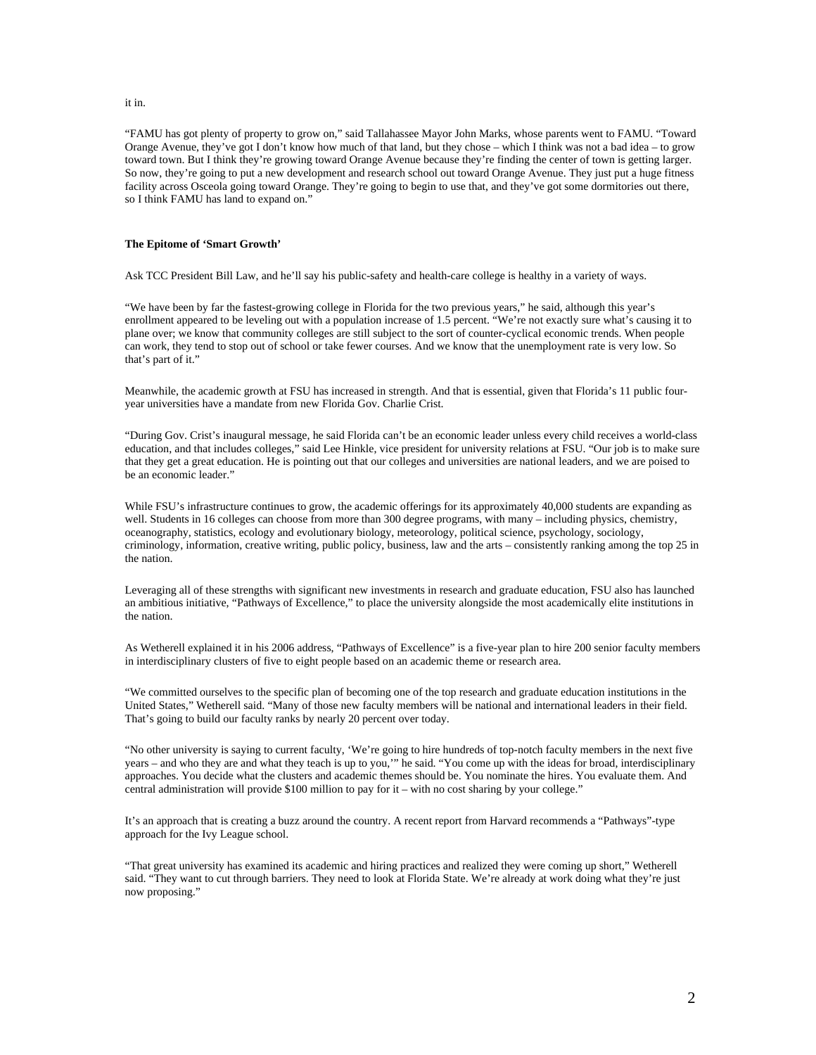it in.

"FAMU has got plenty of property to grow on," said Tallahassee Mayor John Marks, whose parents went to FAMU. "Toward Orange Avenue, they've got I don't know how much of that land, but they chose – which I think was not a bad idea – to grow toward town. But I think they're growing toward Orange Avenue because they're finding the center of town is getting larger. So now, they're going to put a new development and research school out toward Orange Avenue. They just put a huge fitness facility across Osceola going toward Orange. They're going to begin to use that, and they've got some dormitories out there, so I think FAMU has land to expand on."

**The Epitome of 'Smart Growth'**

Ask TCC President Bill Law, and he'll say his public-safety and health-care college is healthy in a variety of ways.

"We have been by far the fastest-growing college in Florida for the two previous years," he said, although this year's enrollment appeared to be leveling out with a population increase of 1.5 percent. "We're not exactly sure what's causing it to plane over; we know that community colleges are still subject to the sort of counter-cyclical economic trends. When people can work, they tend to stop out of school or take fewer courses. And we know that the unemployment rate is very low. So that's part of it."

Meanwhile, the academic growth at FSU has increased in strength. And that is essential, given that Florida's 11 public four-year universities have a mandate from new Florida Gov. Charlie Crist.

"During Gov. Crist's inaugural message, he said Florida can't be an economic leader unless every child receives a world-class education, and that includes colleges," said Lee Hinkle, vice president for university relations at FSU. "Our job is to make sure that they get a great education. He is pointing out that our colleges and universities are national leaders, and we are poised to be an economic leader."

While FSU's infrastructure continues to grow, the academic offerings for its approximately 40,000 students are expanding as well. Students in 16 colleges can choose from more than 300 degree programs, with many – including physics, chemistry, oceanography, statistics, ecology and evolutionary biology, meteorology, political science, psychology, sociology, criminology, information, creative writing, public policy, business, law and the arts – consistently ranking among the top 25 in the nation.

Leveraging all of these strengths with significant new investments in research and graduate education, FSU also has launched an ambitious initiative, "Pathways of Excellence," to place the university alongside the most academically elite institutions in the nation.

As Wetherell explained it in his 2006 address, "Pathways of Excellence" is a five-year plan to hire 200 senior faculty members in interdisciplinary clusters of five to eight people based on an academic theme or research area.

"We committed ourselves to the specific plan of becoming one of the top research and graduate education institutions in the United States," Wetherell said. "Many of those new faculty members will be national and international leaders in their field. That's going to build our faculty ranks by nearly 20 percent over today.

"No other university is saying to current faculty, 'We're going to hire hundreds of top-notch faculty members in the next five years – and who they are and what they teach is up to you,'" he said. "You come up with the ideas for broad, interdisciplinary approaches. You decide what the clusters and academic themes should be. You nominate the hires. You evaluate them. And central administration will provide $100 million to pay for it – with no cost sharing by your college."

It's an approach that is creating a buzz around the country. A recent report from Harvard recommends a "Pathways"-type approach for the Ivy League school.

"That great university has examined its academic and hiring practices and realized they were coming up short," Wetherell said. "They want to cut through barriers. They need to look at Florida State. We're already at work doing what they're just now proposing."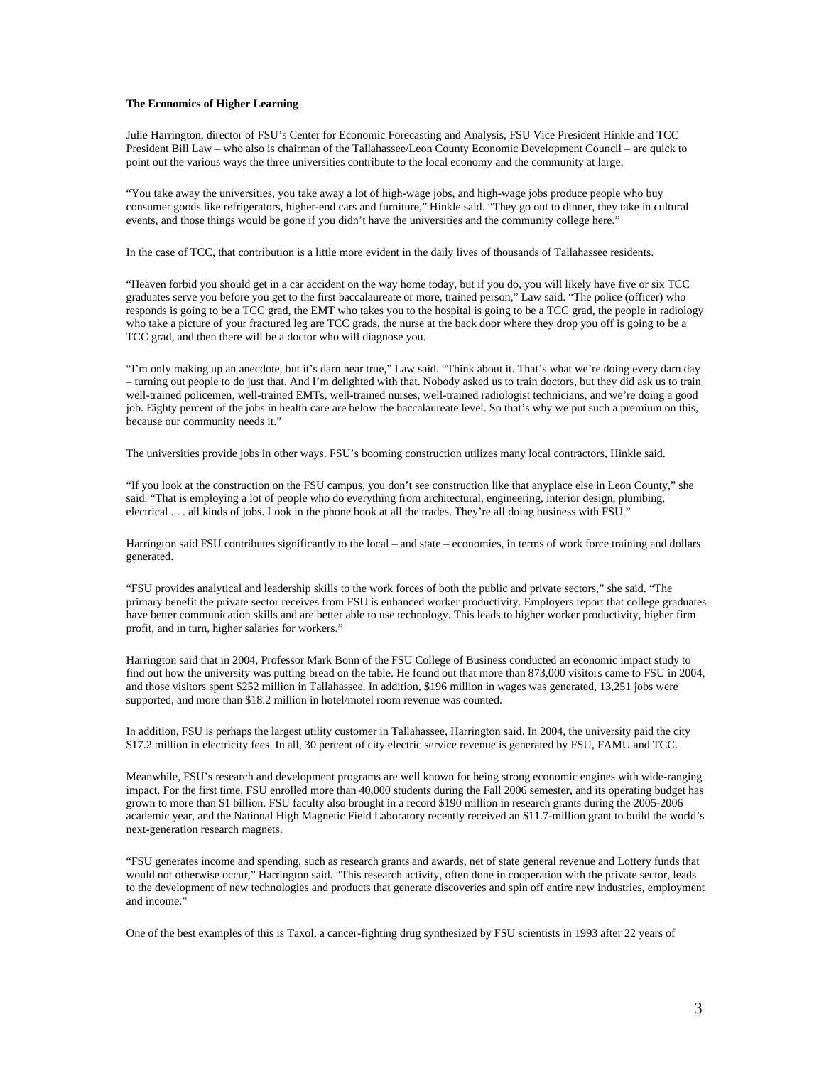**The Economics of Higher Learning**

Julie Harrington, director of FSU's Center for Economic Forecasting and Analysis, FSU Vice President Hinkle and TCC President Bill Law – who also is chairman of the Tallahassee/Leon County Economic Development Council – are quick to point out the various ways the three universities contribute to the local economy and the community at large.

"You take away the universities, you take away a lot of high-wage jobs, and high-wage jobs produce people who buy consumer goods like refrigerators, higher-end cars and furniture," Hinkle said. "They go out to dinner, they take in cultural events, and those things would be gone if you didn't have the universities and the community college here."

In the case of TCC, that contribution is a little more evident in the daily lives of thousands of Tallahassee residents.

"Heaven forbid you should get in a car accident on the way home today, but if you do, you will likely have five or six TCC graduates serve you before you get to the first baccalaureate or more, trained person," Law said. "The police (officer) who responds is going to be a TCC grad, the EMT who takes you to the hospital is going to be a TCC grad, the people in radiology who take a picture of your fractured leg are TCC grads, the nurse at the back door where they drop you off is going to be a TCC grad, and then there will be a doctor who will diagnose you.

"I'm only making up an anecdote, but it's darn near true," Law said. "Think about it. That's what we're doing every darn day – turning out people to do just that. And I'm delighted with that. Nobody asked us to train doctors, but they did ask us to train well-trained policemen, well-trained EMTs, well-trained nurses, well-trained radiologist technicians, and we're doing a good job. Eighty percent of the jobs in health care are below the baccalaureate level. So that's why we put such a premium on this, because our community needs it."

The universities provide jobs in other ways. FSU's booming construction utilizes many local contractors, Hinkle said.

"If you look at the construction on the FSU campus, you don't see construction like that anyplace else in Leon County," she said. "That is employing a lot of people who do everything from architectural, engineering, interior design, plumbing, electrical . . . all kinds of jobs. Look in the phone book at all the trades. They're all doing business with FSU."

Harrington said FSU contributes significantly to the local – and state – economies, in terms of work force training and dollars generated.

"FSU provides analytical and leadership skills to the work forces of both the public and private sectors," she said. "The primary benefit the private sector receives from FSU is enhanced worker productivity. Employers report that college graduates have better communication skills and are better able to use technology. This leads to higher worker productivity, higher firm profit, and in turn, higher salaries for workers."

Harrington said that in 2004, Professor Mark Bonn of the FSU College of Business conducted an economic impact study to find out how the university was putting bread on the table. He found out that more than 873,000 visitors came to FSU in 2004, and those visitors spent $252 million in Tallahassee. In addition, $196 million in wages was generated, 13,251 jobs were supported, and more than $18.2 million in hotel/motel room revenue was counted.

In addition, FSU is perhaps the largest utility customer in Tallahassee, Harrington said. In 2004, the university paid the city $17.2 million in electricity fees. In all, 30 percent of city electric service revenue is generated by FSU, FAMU and TCC.

Meanwhile, FSU's research and development programs are well known for being strong economic engines with wide-ranging impact. For the first time, FSU enrolled more than 40,000 students during the Fall 2006 semester, and its operating budget has grown to more than $1 billion. FSU faculty also brought in a record $190 million in research grants during the 2005-2006 academic year, and the National High Magnetic Field Laboratory recently received an $11.7-million grant to build the world's next-generation research magnets.

"FSU generates income and spending, such as research grants and awards, net of state general revenue and Lottery funds that would not otherwise occur," Harrington said. "This research activity, often done in cooperation with the private sector, leads to the development of new technologies and products that generate discoveries and spin off entire new industries, employment and income."

One of the best examples of this is Taxol, a cancer-fighting drug synthesized by FSU scientists in 1993 after 22 years of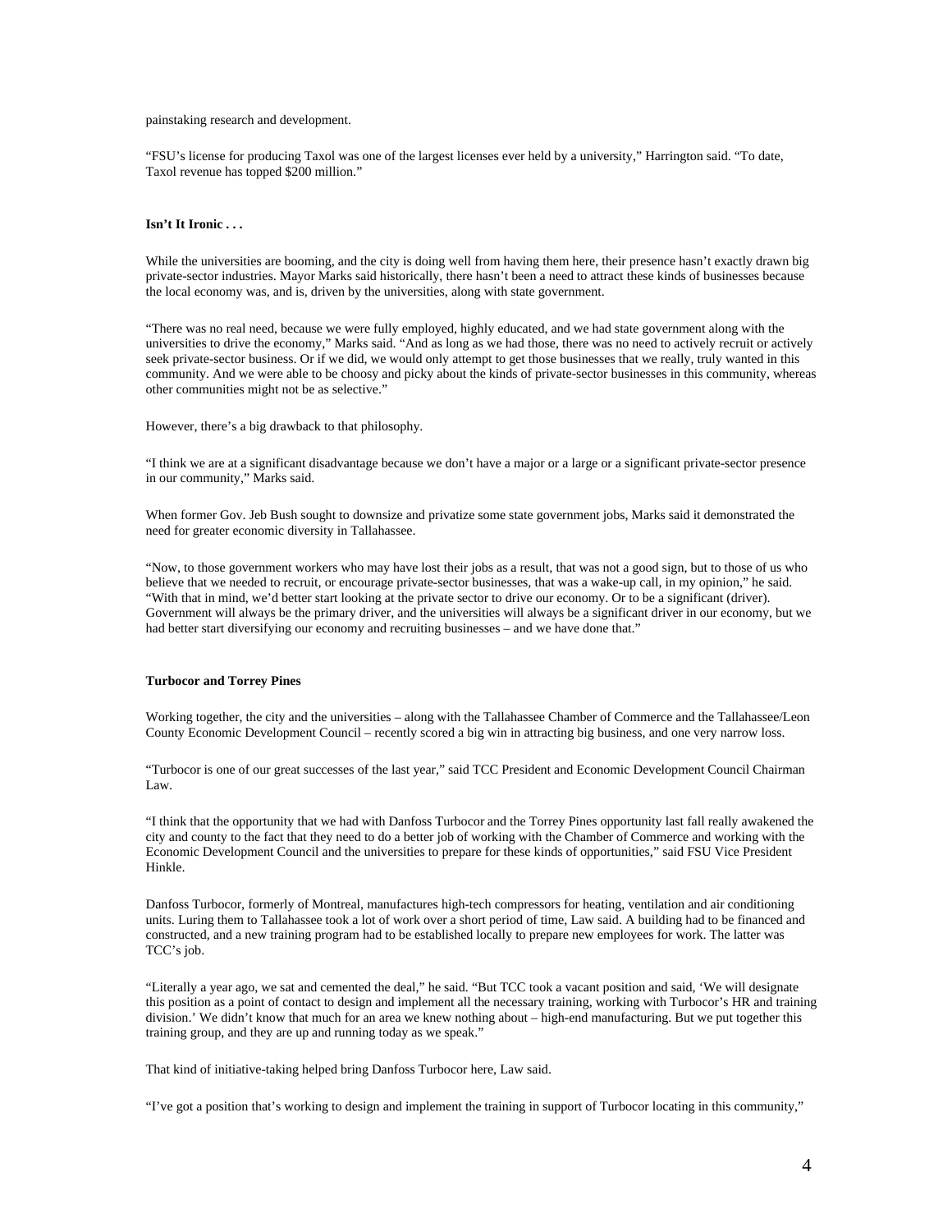painstaking research and development.

"FSU's license for producing Taxol was one of the largest licenses ever held by a university," Harrington said. "To date, Taxol revenue has topped $200 million."

**Isn't It Ironic . . .**

While the universities are booming, and the city is doing well from having them here, their presence hasn't exactly drawn big private-sector industries. Mayor Marks said historically, there hasn't been a need to attract these kinds of businesses because the local economy was, and is, driven by the universities, along with state government.

"There was no real need, because we were fully employed, highly educated, and we had state government along with the universities to drive the economy," Marks said. "And as long as we had those, there was no need to actively recruit or actively seek private-sector business. Or if we did, we would only attempt to get those businesses that we really, truly wanted in this community. And we were able to be choosy and picky about the kinds of private-sector businesses in this community, whereas other communities might not be as selective."

However, there's a big drawback to that philosophy.

"I think we are at a significant disadvantage because we don't have a major or a large or a significant private-sector presence in our community," Marks said.

When former Gov. Jeb Bush sought to downsize and privatize some state government jobs, Marks said it demonstrated the need for greater economic diversity in Tallahassee.

"Now, to those government workers who may have lost their jobs as a result, that was not a good sign, but to those of us who believe that we needed to recruit, or encourage private-sector businesses, that was a wake-up call, in my opinion," he said. "With that in mind, we'd better start looking at the private sector to drive our economy. Or to be a significant (driver). Government will always be the primary driver, and the universities will always be a significant driver in our economy, but we had better start diversifying our economy and recruiting businesses – and we have done that."

**Turbocor and Torrey Pines**

Working together, the city and the universities – along with the Tallahassee Chamber of Commerce and the Tallahassee/Leon County Economic Development Council – recently scored a big win in attracting big business, and one very narrow loss.

"Turbocor is one of our great successes of the last year," said TCC President and Economic Development Council Chairman Law.

"I think that the opportunity that we had with Danfoss Turbocor and the Torrey Pines opportunity last fall really awakened the city and county to the fact that they need to do a better job of working with the Chamber of Commerce and working with the Economic Development Council and the universities to prepare for these kinds of opportunities," said FSU Vice President Hinkle.

Danfoss Turbocor, formerly of Montreal, manufactures high-tech compressors for heating, ventilation and air conditioning units. Luring them to Tallahassee took a lot of work over a short period of time, Law said. A building had to be financed and constructed, and a new training program had to be established locally to prepare new employees for work. The latter was TCC's job.

"Literally a year ago, we sat and cemented the deal," he said. "But TCC took a vacant position and said, 'We will designate this position as a point of contact to design and implement all the necessary training, working with Turbocor's HR and training division.' We didn't know that much for an area we knew nothing about – high-end manufacturing. But we put together this training group, and they are up and running today as we speak."

That kind of initiative-taking helped bring Danfoss Turbocor here, Law said.

"I've got a position that's working to design and implement the training in support of Turbocor locating in this community,"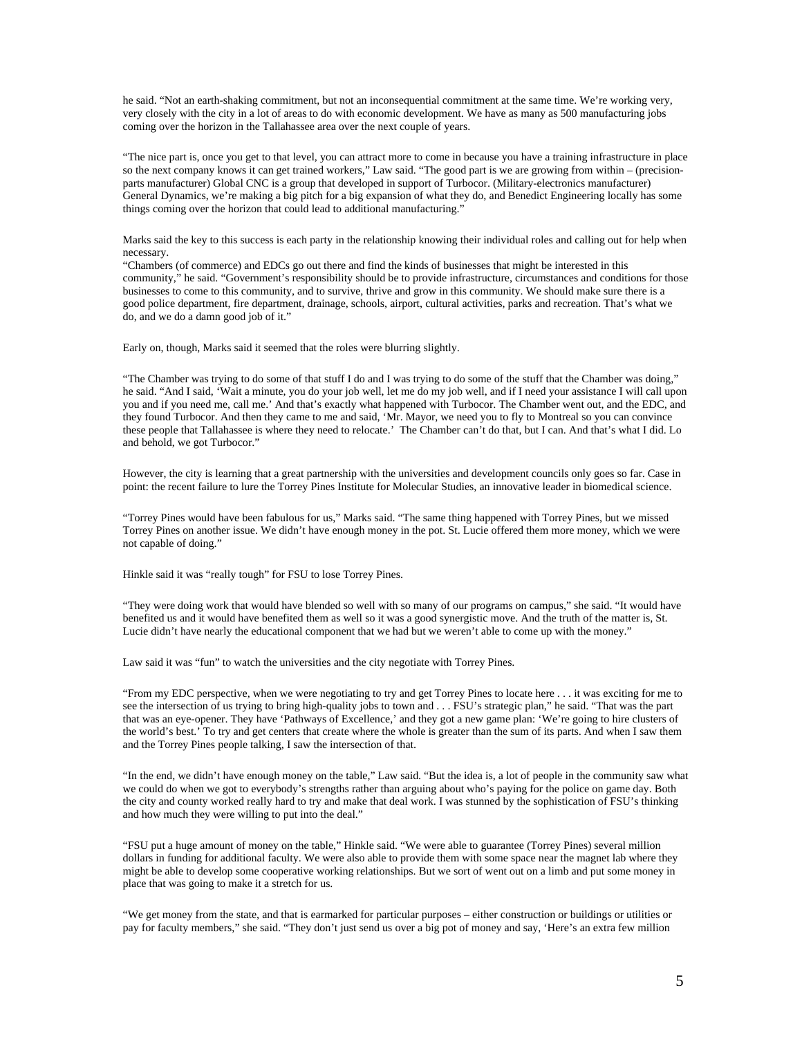he said. "Not an earth-shaking commitment, but not an inconsequential commitment at the same time. We're working very, very closely with the city in a lot of areas to do with economic development. We have as many as 500 manufacturing jobs coming over the horizon in the Tallahassee area over the next couple of years.

"The nice part is, once you get to that level, you can attract more to come in because you have a training infrastructure in place so the next company knows it can get trained workers," Law said. "The good part is we are growing from within – (precision-parts manufacturer) Global CNC is a group that developed in support of Turbocor. (Military-electronics manufacturer) General Dynamics, we're making a big pitch for a big expansion of what they do, and Benedict Engineering locally has some things coming over the horizon that could lead to additional manufacturing."

Marks said the key to this success is each party in the relationship knowing their individual roles and calling out for help when necessary.

"Chambers (of commerce) and EDCs go out there and find the kinds of businesses that might be interested in this community," he said. "Government's responsibility should be to provide infrastructure, circumstances and conditions for those businesses to come to this community, and to survive, thrive and grow in this community. We should make sure there is a good police department, fire department, drainage, schools, airport, cultural activities, parks and recreation. That's what we do, and we do a damn good job of it."

Early on, though, Marks said it seemed that the roles were blurring slightly.

"The Chamber was trying to do some of that stuff I do and I was trying to do some of the stuff that the Chamber was doing," he said. "And I said, 'Wait a minute, you do your job well, let me do my job well, and if I need your assistance I will call upon you and if you need me, call me.' And that's exactly what happened with Turbocor. The Chamber went out, and the EDC, and they found Turbocor. And then they came to me and said, 'Mr. Mayor, we need you to fly to Montreal so you can convince these people that Tallahassee is where they need to relocate.' The Chamber can't do that, but I can. And that's what I did. Lo and behold, we got Turbocor."

However, the city is learning that a great partnership with the universities and development councils only goes so far. Case in point: the recent failure to lure the Torrey Pines Institute for Molecular Studies, an innovative leader in biomedical science.

"Torrey Pines would have been fabulous for us," Marks said. "The same thing happened with Torrey Pines, but we missed Torrey Pines on another issue. We didn't have enough money in the pot. St. Lucie offered them more money, which we were not capable of doing."

Hinkle said it was "really tough" for FSU to lose Torrey Pines.

"They were doing work that would have blended so well with so many of our programs on campus," she said. "It would have benefited us and it would have benefited them as well so it was a good synergistic move. And the truth of the matter is, St. Lucie didn't have nearly the educational component that we had but we weren't able to come up with the money."

Law said it was "fun" to watch the universities and the city negotiate with Torrey Pines.

"From my EDC perspective, when we were negotiating to try and get Torrey Pines to locate here . . . it was exciting for me to see the intersection of us trying to bring high-quality jobs to town and . . . FSU's strategic plan," he said. "That was the part that was an eye-opener. They have 'Pathways of Excellence,' and they got a new game plan: 'We're going to hire clusters of the world's best.' To try and get centers that create where the whole is greater than the sum of its parts. And when I saw them and the Torrey Pines people talking, I saw the intersection of that.

"In the end, we didn't have enough money on the table," Law said. "But the idea is, a lot of people in the community saw what we could do when we got to everybody's strengths rather than arguing about who's paying for the police on game day. Both the city and county worked really hard to try and make that deal work. I was stunned by the sophistication of FSU's thinking and how much they were willing to put into the deal."

"FSU put a huge amount of money on the table," Hinkle said. "We were able to guarantee (Torrey Pines) several million dollars in funding for additional faculty. We were also able to provide them with some space near the magnet lab where they might be able to develop some cooperative working relationships. But we sort of went out on a limb and put some money in place that was going to make it a stretch for us.

"We get money from the state, and that is earmarked for particular purposes – either construction or buildings or utilities or pay for faculty members," she said. "They don't just send us over a big pot of money and say, 'Here's an extra few million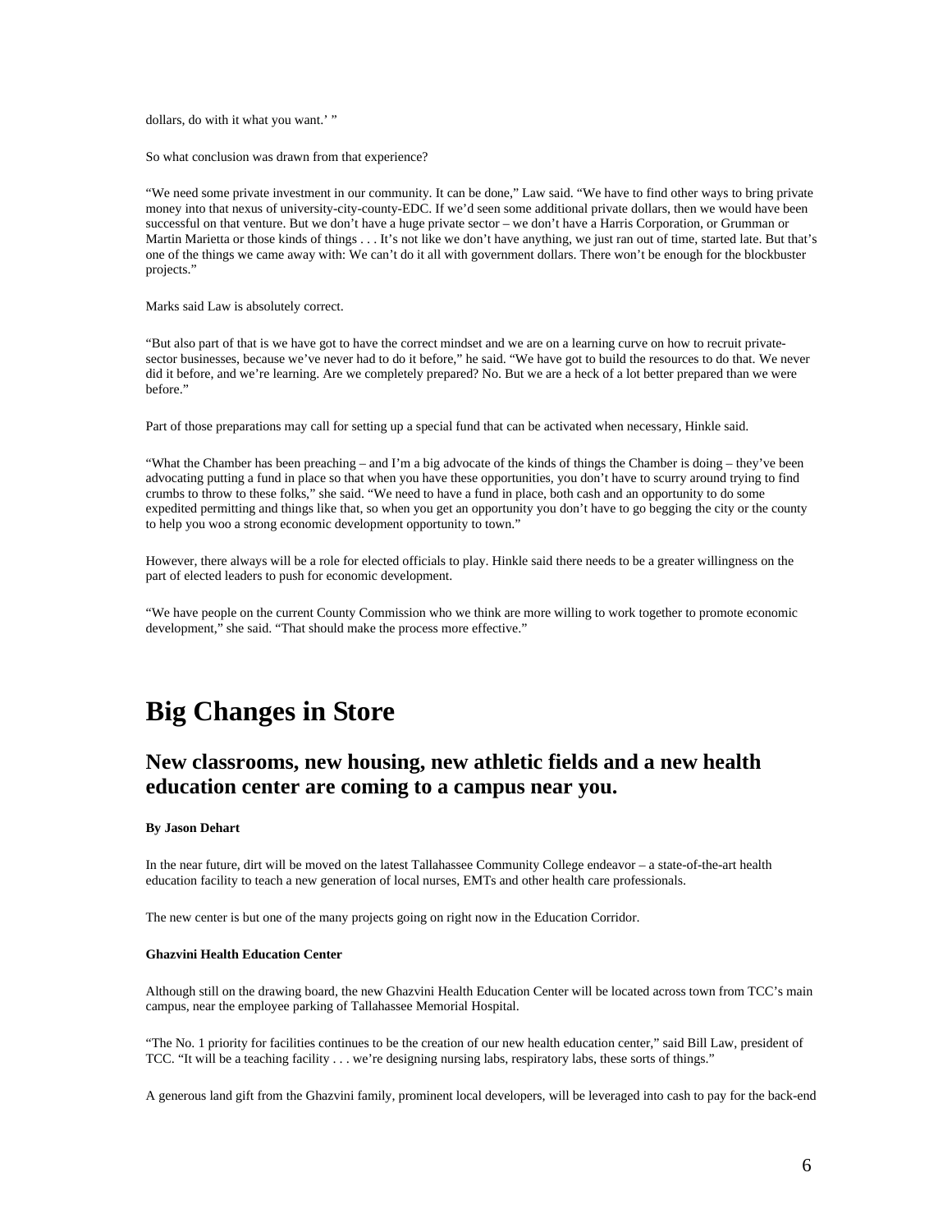dollars, do with it what you want.' "

So what conclusion was drawn from that experience?

"We need some private investment in our community. It can be done," Law said. "We have to find other ways to bring private money into that nexus of university-city-county-EDC. If we'd seen some additional private dollars, then we would have been successful on that venture. But we don't have a huge private sector – we don't have a Harris Corporation, or Grumman or Martin Marietta or those kinds of things . . . It's not like we don't have anything, we just ran out of time, started late. But that's one of the things we came away with: We can't do it all with government dollars. There won't be enough for the blockbuster projects."

Marks said Law is absolutely correct.

"But also part of that is we have got to have the correct mindset and we are on a learning curve on how to recruit private-sector businesses, because we've never had to do it before," he said. "We have got to build the resources to do that. We never did it before, and we're learning. Are we completely prepared? No. But we are a heck of a lot better prepared than we were before."

Part of those preparations may call for setting up a special fund that can be activated when necessary, Hinkle said.

"What the Chamber has been preaching – and I'm a big advocate of the kinds of things the Chamber is doing – they've been advocating putting a fund in place so that when you have these opportunities, you don't have to scurry around trying to find crumbs to throw to these folks," she said. "We need to have a fund in place, both cash and an opportunity to do some expedited permitting and things like that, so when you get an opportunity you don't have to go begging the city or the county to help you woo a strong economic development opportunity to town."

However, there always will be a role for elected officials to play. Hinkle said there needs to be a greater willingness on the part of elected leaders to push for economic development.

"We have people on the current County Commission who we think are more willing to work together to promote economic development," she said. "That should make the process more effective."

# Big Changes in Store

## New classrooms, new housing, new athletic fields and a new health education center are coming to a campus near you.

**By Jason Dehart**

In the near future, dirt will be moved on the latest Tallahassee Community College endeavor – a state-of-the-art health education facility to teach a new generation of local nurses, EMTs and other health care professionals.

The new center is but one of the many projects going on right now in the Education Corridor.

**Ghazvini Health Education Center**

Although still on the drawing board, the new Ghazvini Health Education Center will be located across town from TCC's main campus, near the employee parking of Tallahassee Memorial Hospital.

"The No. 1 priority for facilities continues to be the creation of our new health education center," said Bill Law, president of TCC. "It will be a teaching facility . . . we're designing nursing labs, respiratory labs, these sorts of things."

A generous land gift from the Ghazvini family, prominent local developers, will be leveraged into cash to pay for the back-end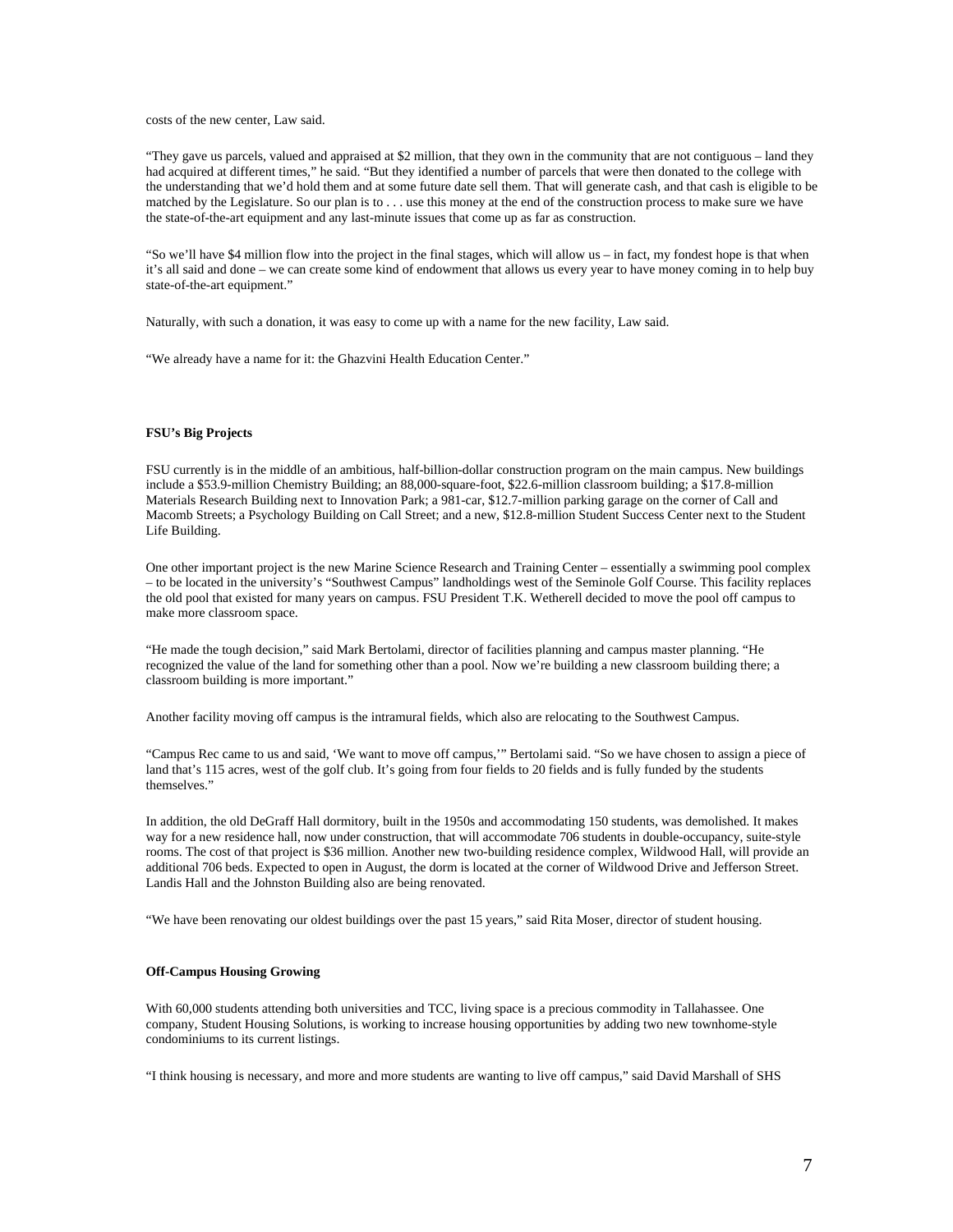costs of the new center, Law said.

"They gave us parcels, valued and appraised at $2 million, that they own in the community that are not contiguous – land they had acquired at different times," he said. "But they identified a number of parcels that were then donated to the college with the understanding that we'd hold them and at some future date sell them. That will generate cash, and that cash is eligible to be matched by the Legislature. So our plan is to . . . use this money at the end of the construction process to make sure we have the state-of-the-art equipment and any last-minute issues that come up as far as construction.

"So we'll have $4 million flow into the project in the final stages, which will allow us – in fact, my fondest hope is that when it's all said and done – we can create some kind of endowment that allows us every year to have money coming in to help buy state-of-the-art equipment."

Naturally, with such a donation, it was easy to come up with a name for the new facility, Law said.

"We already have a name for it: the Ghazvini Health Education Center."

**FSU's Big Projects**

FSU currently is in the middle of an ambitious, half-billion-dollar construction program on the main campus. New buildings include a $53.9-million Chemistry Building; an 88,000-square-foot, $22.6-million classroom building; a $17.8-million Materials Research Building next to Innovation Park; a 981-car, $12.7-million parking garage on the corner of Call and Macomb Streets; a Psychology Building on Call Street; and a new, $12.8-million Student Success Center next to the Student Life Building.

One other important project is the new Marine Science Research and Training Center – essentially a swimming pool complex – to be located in the university's "Southwest Campus" landholdings west of the Seminole Golf Course. This facility replaces the old pool that existed for many years on campus. FSU President T.K. Wetherell decided to move the pool off campus to make more classroom space.

"He made the tough decision," said Mark Bertolami, director of facilities planning and campus master planning. "He recognized the value of the land for something other than a pool. Now we're building a new classroom building there; a classroom building is more important."

Another facility moving off campus is the intramural fields, which also are relocating to the Southwest Campus.

"Campus Rec came to us and said, 'We want to move off campus,'" Bertolami said. "So we have chosen to assign a piece of land that's 115 acres, west of the golf club. It's going from four fields to 20 fields and is fully funded by the students themselves."

In addition, the old DeGraff Hall dormitory, built in the 1950s and accommodating 150 students, was demolished. It makes way for a new residence hall, now under construction, that will accommodate 706 students in double-occupancy, suite-style rooms. The cost of that project is $36 million. Another new two-building residence complex, Wildwood Hall, will provide an additional 706 beds. Expected to open in August, the dorm is located at the corner of Wildwood Drive and Jefferson Street. Landis Hall and the Johnston Building also are being renovated.

"We have been renovating our oldest buildings over the past 15 years," said Rita Moser, director of student housing.

**Off-Campus Housing Growing**

With 60,000 students attending both universities and TCC, living space is a precious commodity in Tallahassee. One company, Student Housing Solutions, is working to increase housing opportunities by adding two new townhome-style condominiums to its current listings.

"I think housing is necessary, and more and more students are wanting to live off campus," said David Marshall of SHS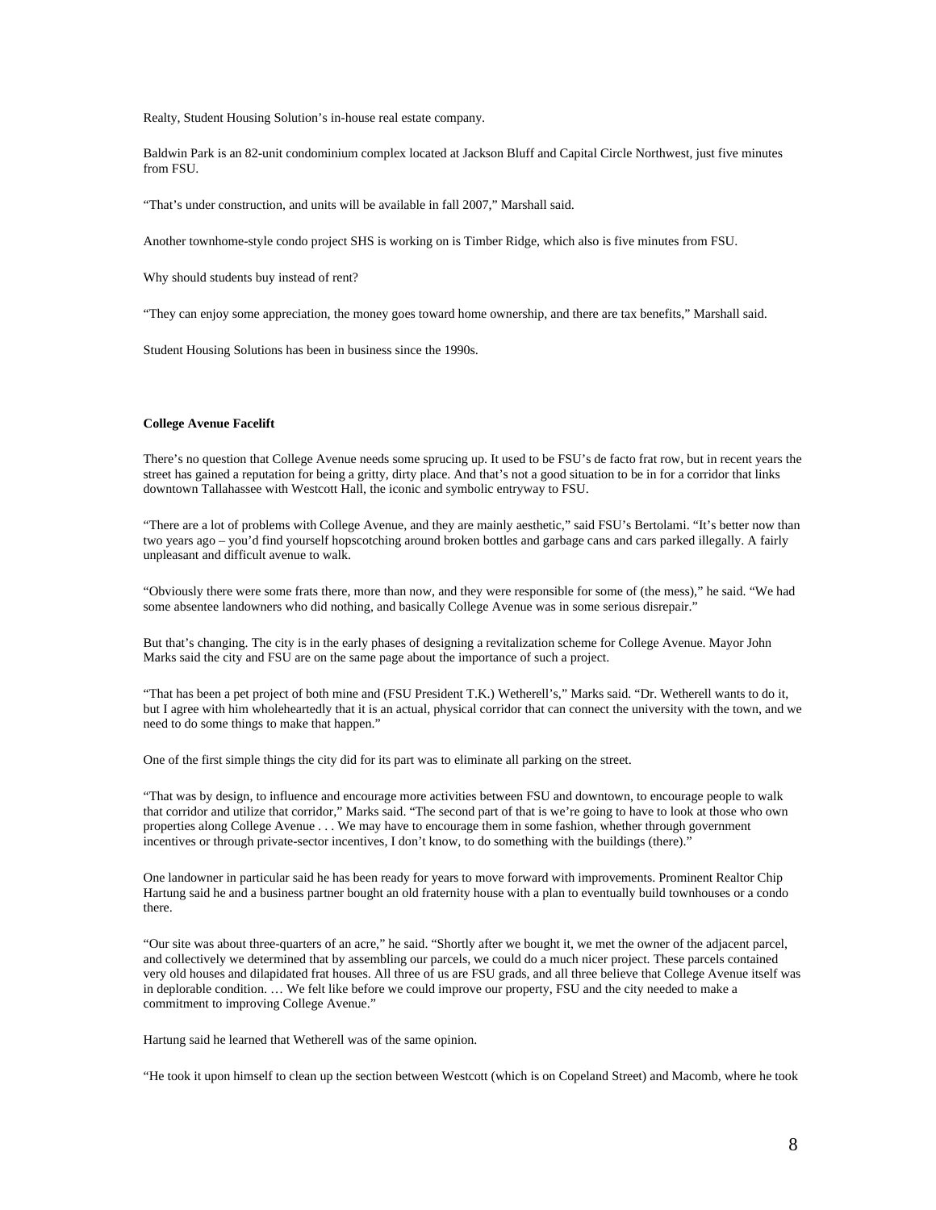Realty, Student Housing Solution's in-house real estate company.

Baldwin Park is an 82-unit condominium complex located at Jackson Bluff and Capital Circle Northwest, just five minutes from FSU.

"That's under construction, and units will be available in fall 2007," Marshall said.

Another townhome-style condo project SHS is working on is Timber Ridge, which also is five minutes from FSU.

Why should students buy instead of rent?

"They can enjoy some appreciation, the money goes toward home ownership, and there are tax benefits," Marshall said.

Student Housing Solutions has been in business since the 1990s.

**College Avenue Facelift**

There's no question that College Avenue needs some sprucing up. It used to be FSU's de facto frat row, but in recent years the street has gained a reputation for being a gritty, dirty place. And that's not a good situation to be in for a corridor that links downtown Tallahassee with Westcott Hall, the iconic and symbolic entryway to FSU.

"There are a lot of problems with College Avenue, and they are mainly aesthetic," said FSU's Bertolami. "It's better now than two years ago – you'd find yourself hopscotching around broken bottles and garbage cans and cars parked illegally. A fairly unpleasant and difficult avenue to walk.

"Obviously there were some frats there, more than now, and they were responsible for some of (the mess)," he said. "We had some absentee landowners who did nothing, and basically College Avenue was in some serious disrepair."

But that's changing. The city is in the early phases of designing a revitalization scheme for College Avenue. Mayor John Marks said the city and FSU are on the same page about the importance of such a project.

"That has been a pet project of both mine and (FSU President T.K.) Wetherell's," Marks said. "Dr. Wetherell wants to do it, but I agree with him wholeheartedly that it is an actual, physical corridor that can connect the university with the town, and we need to do some things to make that happen."

One of the first simple things the city did for its part was to eliminate all parking on the street.

"That was by design, to influence and encourage more activities between FSU and downtown, to encourage people to walk that corridor and utilize that corridor," Marks said. "The second part of that is we're going to have to look at those who own properties along College Avenue . . . We may have to encourage them in some fashion, whether through government incentives or through private-sector incentives, I don't know, to do something with the buildings (there)."

One landowner in particular said he has been ready for years to move forward with improvements. Prominent Realtor Chip Hartung said he and a business partner bought an old fraternity house with a plan to eventually build townhouses or a condo there.

"Our site was about three-quarters of an acre," he said. "Shortly after we bought it, we met the owner of the adjacent parcel, and collectively we determined that by assembling our parcels, we could do a much nicer project. These parcels contained very old houses and dilapidated frat houses. All three of us are FSU grads, and all three believe that College Avenue itself was in deplorable condition. … We felt like before we could improve our property, FSU and the city needed to make a commitment to improving College Avenue."

Hartung said he learned that Wetherell was of the same opinion.

"He took it upon himself to clean up the section between Westcott (which is on Copeland Street) and Macomb, where he took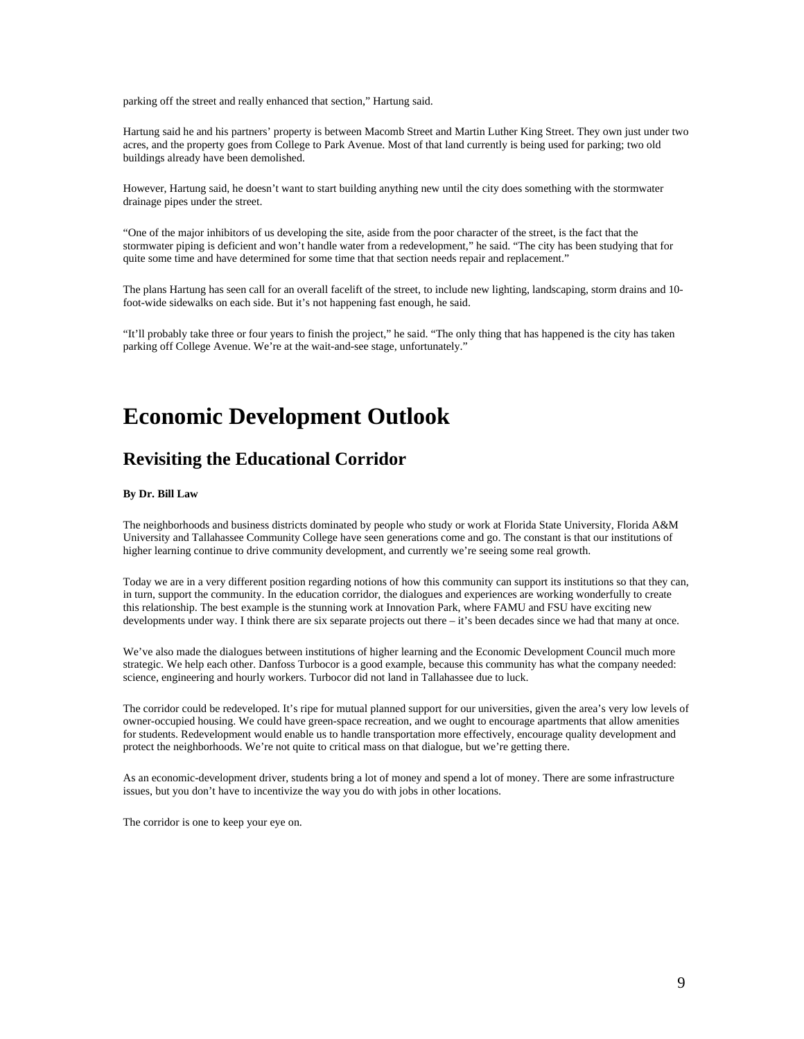parking off the street and really enhanced that section," Hartung said.

Hartung said he and his partners' property is between Macomb Street and Martin Luther King Street. They own just under two acres, and the property goes from College to Park Avenue. Most of that land currently is being used for parking; two old buildings already have been demolished.

However, Hartung said, he doesn't want to start building anything new until the city does something with the stormwater drainage pipes under the street.

"One of the major inhibitors of us developing the site, aside from the poor character of the street, is the fact that the stormwater piping is deficient and won't handle water from a redevelopment," he said. "The city has been studying that for quite some time and have determined for some time that that section needs repair and replacement."

The plans Hartung has seen call for an overall facelift of the street, to include new lighting, landscaping, storm drains and 10-foot-wide sidewalks on each side. But it's not happening fast enough, he said.

"It'll probably take three or four years to finish the project," he said. "The only thing that has happened is the city has taken parking off College Avenue. We're at the wait-and-see stage, unfortunately."

# Economic Development Outlook

## Revisiting the Educational Corridor

**By Dr. Bill Law**

The neighborhoods and business districts dominated by people who study or work at Florida State University, Florida A&M University and Tallahassee Community College have seen generations come and go. The constant is that our institutions of higher learning continue to drive community development, and currently we're seeing some real growth.

Today we are in a very different position regarding notions of how this community can support its institutions so that they can, in turn, support the community. In the education corridor, the dialogues and experiences are working wonderfully to create this relationship. The best example is the stunning work at Innovation Park, where FAMU and FSU have exciting new developments under way. I think there are six separate projects out there – it's been decades since we had that many at once.

We've also made the dialogues between institutions of higher learning and the Economic Development Council much more strategic. We help each other. Danfoss Turbocor is a good example, because this community has what the company needed: science, engineering and hourly workers. Turbocor did not land in Tallahassee due to luck.

The corridor could be redeveloped. It's ripe for mutual planned support for our universities, given the area's very low levels of owner-occupied housing. We could have green-space recreation, and we ought to encourage apartments that allow amenities for students. Redevelopment would enable us to handle transportation more effectively, encourage quality development and protect the neighborhoods. We're not quite to critical mass on that dialogue, but we're getting there.

As an economic-development driver, students bring a lot of money and spend a lot of money. There are some infrastructure issues, but you don't have to incentivize the way you do with jobs in other locations.

The corridor is one to keep your eye on.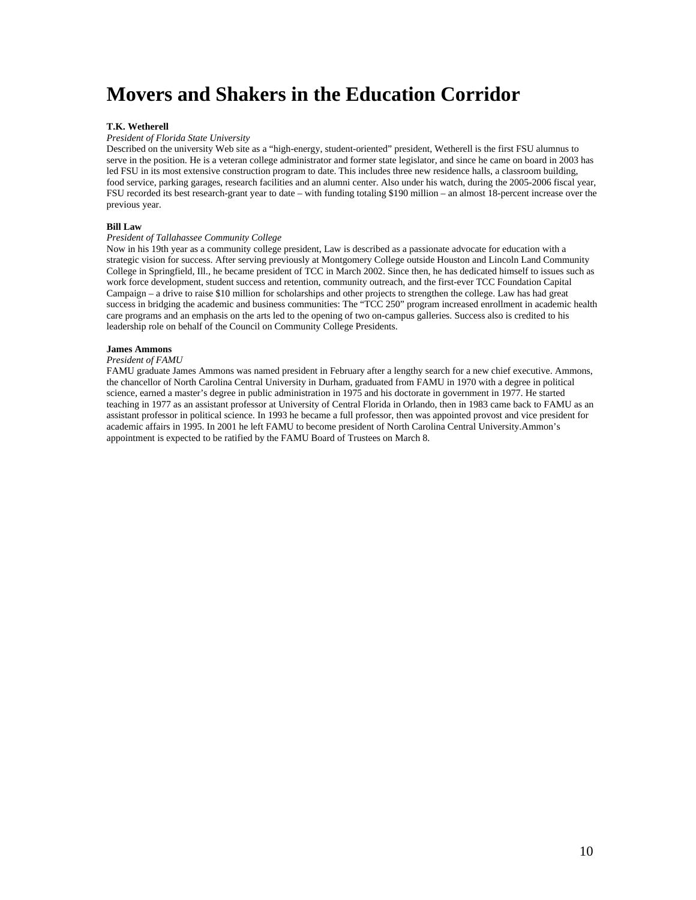# Movers and Shakers in the Education Corridor

**T.K. Wetherell**

*President of Florida State University*

Described on the university Web site as a "high-energy, student-oriented" president, Wetherell is the first FSU alumnus to serve in the position. He is a veteran college administrator and former state legislator, and since he came on board in 2003 has led FSU in its most extensive construction program to date. This includes three new residence halls, a classroom building, food service, parking garages, research facilities and an alumni center. Also under his watch, during the 2005-2006 fiscal year, FSU recorded its best research-grant year to date – with funding totaling $190 million – an almost 18-percent increase over the previous year.

**Bill Law**

*President of Tallahassee Community College*

Now in his 19th year as a community college president, Law is described as a passionate advocate for education with a strategic vision for success. After serving previously at Montgomery College outside Houston and Lincoln Land Community College in Springfield, Ill., he became president of TCC in March 2002. Since then, he has dedicated himself to issues such as work force development, student success and retention, community outreach, and the first-ever TCC Foundation Capital Campaign – a drive to raise $10 million for scholarships and other projects to strengthen the college. Law has had great success in bridging the academic and business communities: The "TCC 250" program increased enrollment in academic health care programs and an emphasis on the arts led to the opening of two on-campus galleries. Success also is credited to his leadership role on behalf of the Council on Community College Presidents.

**James Ammons**

*President of FAMU*

FAMU graduate James Ammons was named president in February after a lengthy search for a new chief executive. Ammons, the chancellor of North Carolina Central University in Durham, graduated from FAMU in 1970 with a degree in political science, earned a master's degree in public administration in 1975 and his doctorate in government in 1977. He started teaching in 1977 as an assistant professor at University of Central Florida in Orlando, then in 1983 came back to FAMU as an assistant professor in political science. In 1993 he became a full professor, then was appointed provost and vice president for academic affairs in 1995. In 2001 he left FAMU to become president of North Carolina Central University.Ammon's appointment is expected to be ratified by the FAMU Board of Trustees on March 8.